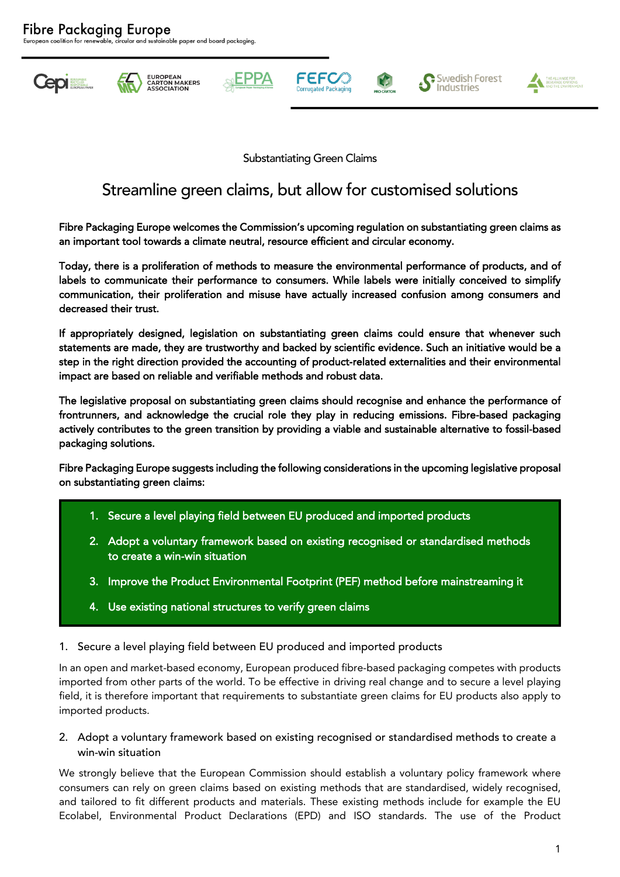# Fibre Packaging Europe

European coalition for renewable, circular and sustainable paper and board packaging.

Substantiating Green Claims

## Streamline green claims, but allow for customised solutions

Fibre Packaging Europe welcomes the Commission's upcoming regulation on substantiating green claims as an important tool towards a climate neutral, resource efficient and circular economy.

Today, there is a proliferation of methods to measure the environmental performance of products, and of labels to communicate their performance to consumers. While labels were initially conceived to simplify communication, their proliferation and misuse have actually increased confusion among consumers and decreased their trust.

If appropriately designed, legislation on substantiating green claims could ensure that whenever such statements are made, they are trustworthy and backed by scientific evidence. Such an initiative would be a step in the right direction provided the accounting of product-related externalities and their environmental impact are based on reliable and verifiable methods and robust data.

The legislative proposal on substantiating green claims should recognise and enhance the performance of frontrunners, and acknowledge the crucial role they play in reducing emissions. Fibre-based packaging actively contributes to the green transition by providing a viable and sustainable alternative to fossil-based packaging solutions.

Fibre Packaging Europe suggests including the following considerations in the upcoming legislative proposal on substantiating green claims:

1. Secure a level playing field between EU produced and imported products
2. Adopt a voluntary framework based on existing recognised or standardised methods to create a win-win situation
3. Improve the Product Environmental Footprint (PEF) method before mainstreaming it
4. Use existing national structures to verify green claims

### 1. Secure a level playing field between EU produced and imported products

In an open and market-based economy, European produced fibre-based packaging competes with products imported from other parts of the world. To be effective in driving real change and to secure a level playing field, it is therefore important that requirements to substantiate green claims for EU products also apply to imported products.

### 2. Adopt a voluntary framework based on existing recognised or standardised methods to create a win-win situation

We strongly believe that the European Commission should establish a voluntary policy framework where consumers can rely on green claims based on existing methods that are standardised, widely recognised, and tailored to fit different products and materials. These existing methods include for example the EU Ecolabel, Environmental Product Declarations (EPD) and ISO standards. The use of the Product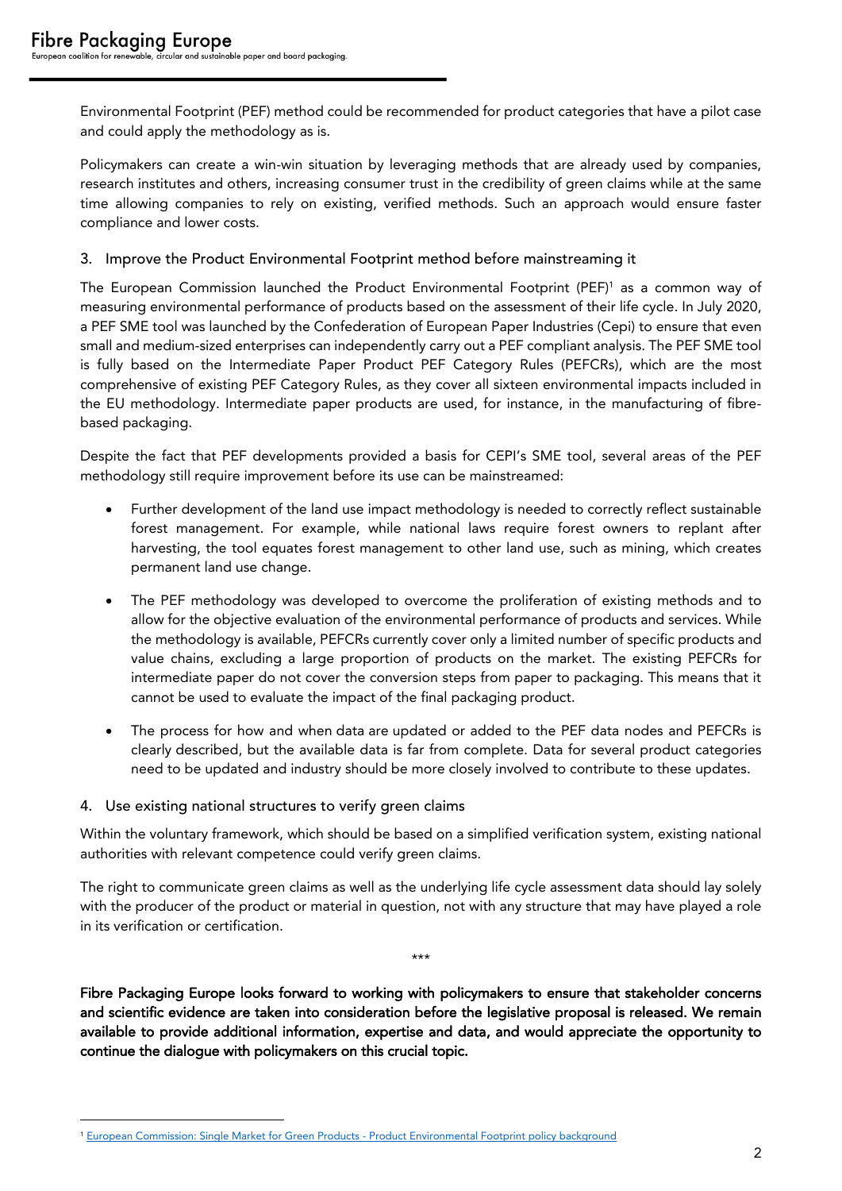Environmental Footprint (PEF) method could be recommended for product categories that have a pilot case and could apply the methodology as is.

Policymakers can create a win-win situation by leveraging methods that are already used by companies, research institutes and others, increasing consumer trust in the credibility of green claims while at the same time allowing companies to rely on existing, verified methods. Such an approach would ensure faster compliance and lower costs.

## 3. Improve the Product Environmental Footprint method before mainstreaming it

The European Commission launched the Product Environmental Footprint (PEF)[1] as a common way of measuring environmental performance of products based on the assessment of their life cycle. In July 2020, a PEF SME tool was launched by the Confederation of European Paper Industries (Cepi) to ensure that even small and medium-sized enterprises can independently carry out a PEF compliant analysis. The PEF SME tool is fully based on the Intermediate Paper Product PEF Category Rules (PEFCRs), which are the most comprehensive of existing PEF Category Rules, as they cover all sixteen environmental impacts included in the EU methodology. Intermediate paper products are used, for instance, in the manufacturing of fibre-based packaging.

Despite the fact that PEF developments provided a basis for CEPI's SME tool, several areas of the PEF methodology still require improvement before its use can be mainstreamed:

- Further development of the land use impact methodology is needed to correctly reflect sustainable forest management. For example, while national laws require forest owners to replant after harvesting, the tool equates forest management to other land use, such as mining, which creates permanent land use change.
- The PEF methodology was developed to overcome the proliferation of existing methods and to allow for the objective evaluation of the environmental performance of products and services. While the methodology is available, PEFCRs currently cover only a limited number of specific products and value chains, excluding a large proportion of products on the market. The existing PEFCRs for intermediate paper do not cover the conversion steps from paper to packaging. This means that it cannot be used to evaluate the impact of the final packaging product.
- The process for how and when data are updated or added to the PEF data nodes and PEFCRs is clearly described, but the available data is far from complete. Data for several product categories need to be updated and industry should be more closely involved to contribute to these updates.

## 4. Use existing national structures to verify green claims

Within the voluntary framework, which should be based on a simplified verification system, existing national authorities with relevant competence could verify green claims.

The right to communicate green claims as well as the underlying life cycle assessment data should lay solely with the producer of the product or material in question, not with any structure that may have played a role in its verification or certification.

\*\*\*

**Fibre Packaging Europe looks forward to working with policymakers to ensure that stakeholder concerns and scientific evidence are taken into consideration before the legislative proposal is released. We remain available to provide additional information, expertise and data, and would appreciate the opportunity to continue the dialogue with policymakers on this crucial topic.**

---

[1] European Commission: Single Market for Green Products - Product Environmental Footprint policy background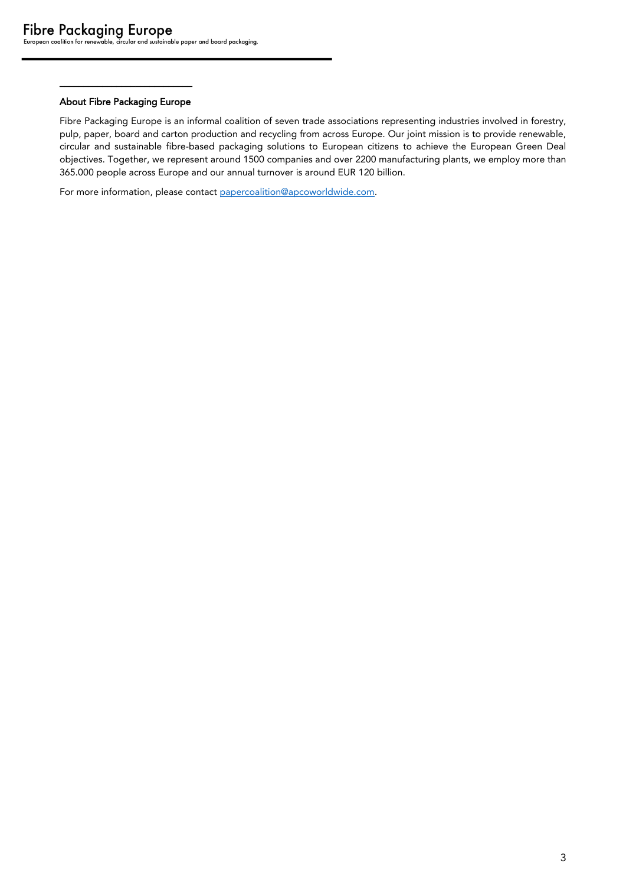## About Fibre Packaging Europe

Fibre Packaging Europe is an informal coalition of seven trade associations representing industries involved in forestry, pulp, paper, board and carton production and recycling from across Europe. Our joint mission is to provide renewable, circular and sustainable fibre-based packaging solutions to European citizens to achieve the European Green Deal objectives. Together, we represent around 1500 companies and over 2200 manufacturing plants, we employ more than 365.000 people across Europe and our annual turnover is around EUR 120 billion.

For more information, please contact [papercoalition@apcoworldwide.com](mailto:papercoalition@apcoworldwide.com).